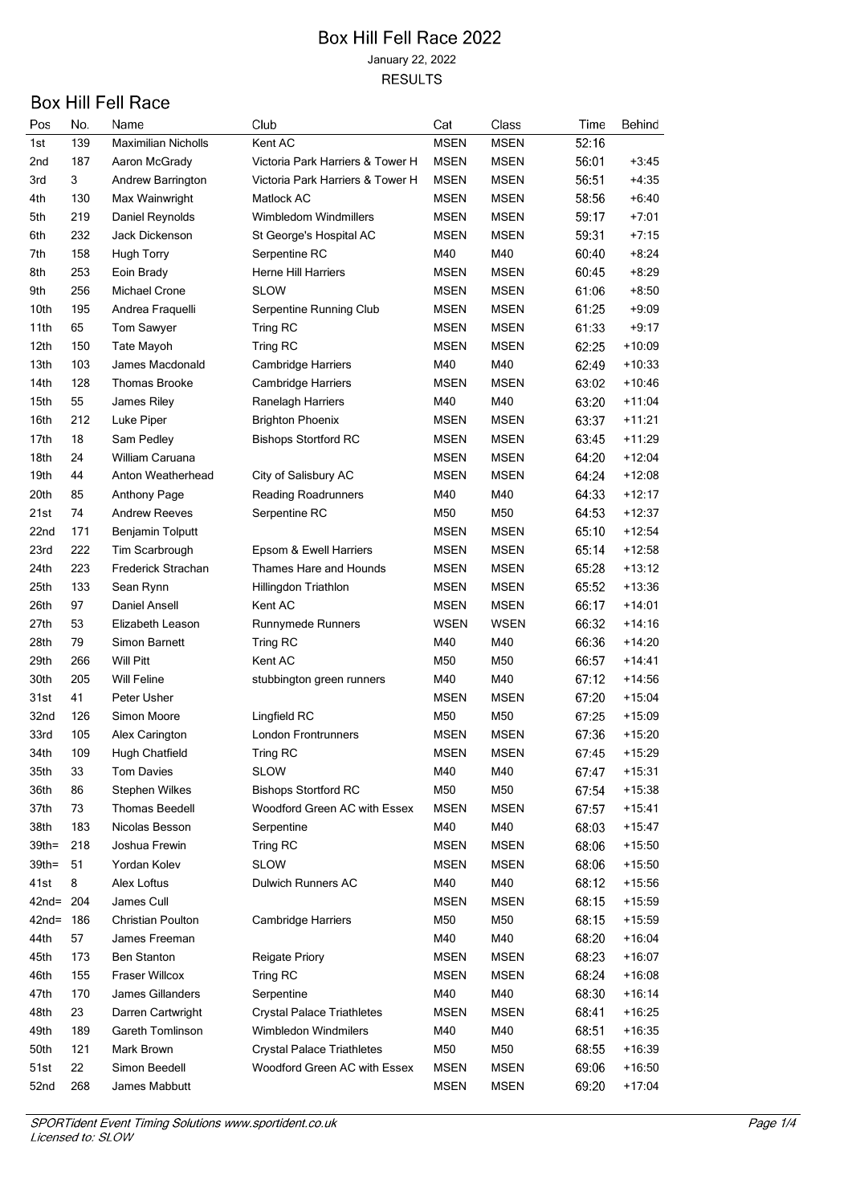# Box Hill Fell Race 2022

January 22, 2022

RESULTS

## Box Hill Fell Race

| Pos | No. | Name | Club | Cat | Class | Time | Behind |
|---|---|---|---|---|---|---|---|
| 1st | 139 | Maximilian Nicholls | Kent AC | MSEN | MSEN | 52:16 | |
| 2nd | 187 | Aaron McGrady | Victoria Park Harriers & Tower H | MSEN | MSEN | 56:01 | +3:45 |
| 3rd | 3 | Andrew Barrington | Victoria Park Harriers & Tower H | MSEN | MSEN | 56:51 | +4:35 |
| 4th | 130 | Max Wainwright | Matlock AC | MSEN | MSEN | 58:56 | +6:40 |
| 5th | 219 | Daniel Reynolds | Wimbledom Windmillers | MSEN | MSEN | 59:17 | +7:01 |
| 6th | 232 | Jack Dickenson | St George's Hospital AC | MSEN | MSEN | 59:31 | +7:15 |
| 7th | 158 | Hugh Torry | Serpentine RC | M40 | M40 | 60:40 | +8:24 |
| 8th | 253 | Eoin Brady | Herne Hill Harriers | MSEN | MSEN | 60:45 | +8:29 |
| 9th | 256 | Michael Crone | SLOW | MSEN | MSEN | 61:06 | +8:50 |
| 10th | 195 | Andrea Fraquelli | Serpentine Running Club | MSEN | MSEN | 61:25 | +9:09 |
| 11th | 65 | Tom Sawyer | Tring RC | MSEN | MSEN | 61:33 | +9:17 |
| 12th | 150 | Tate Mayoh | Tring RC | MSEN | MSEN | 62:25 | +10:09 |
| 13th | 103 | James Macdonald | Cambridge Harriers | M40 | M40 | 62:49 | +10:33 |
| 14th | 128 | Thomas Brooke | Cambridge Harriers | MSEN | MSEN | 63:02 | +10:46 |
| 15th | 55 | James Riley | Ranelagh Harriers | M40 | M40 | 63:20 | +11:04 |
| 16th | 212 | Luke Piper | Brighton Phoenix | MSEN | MSEN | 63:37 | +11:21 |
| 17th | 18 | Sam Pedley | Bishops Stortford RC | MSEN | MSEN | 63:45 | +11:29 |
| 18th | 24 | William Caruana | | MSEN | MSEN | 64:20 | +12:04 |
| 19th | 44 | Anton Weatherhead | City of Salisbury AC | MSEN | MSEN | 64:24 | +12:08 |
| 20th | 85 | Anthony Page | Reading Roadrunners | M40 | M40 | 64:33 | +12:17 |
| 21st | 74 | Andrew Reeves | Serpentine RC | M50 | M50 | 64:53 | +12:37 |
| 22nd | 171 | Benjamin Tolputt | | MSEN | MSEN | 65:10 | +12:54 |
| 23rd | 222 | Tim Scarbrough | Epsom & Ewell Harriers | MSEN | MSEN | 65:14 | +12:58 |
| 24th | 223 | Frederick Strachan | Thames Hare and Hounds | MSEN | MSEN | 65:28 | +13:12 |
| 25th | 133 | Sean Rynn | Hillingdon Triathlon | MSEN | MSEN | 65:52 | +13:36 |
| 26th | 97 | Daniel Ansell | Kent AC | MSEN | MSEN | 66:17 | +14:01 |
| 27th | 53 | Elizabeth Leason | Runnymede Runners | WSEN | WSEN | 66:32 | +14:16 |
| 28th | 79 | Simon Barnett | Tring RC | M40 | M40 | 66:36 | +14:20 |
| 29th | 266 | Will Pitt | Kent AC | M50 | M50 | 66:57 | +14:41 |
| 30th | 205 | Will Feline | stubbington green runners | M40 | M40 | 67:12 | +14:56 |
| 31st | 41 | Peter Usher | | MSEN | MSEN | 67:20 | +15:04 |
| 32nd | 126 | Simon Moore | Lingfield RC | M50 | M50 | 67:25 | +15:09 |
| 33rd | 105 | Alex Carington | London Frontrunners | MSEN | MSEN | 67:36 | +15:20 |
| 34th | 109 | Hugh Chatfield | Tring RC | MSEN | MSEN | 67:45 | +15:29 |
| 35th | 33 | Tom Davies | SLOW | M40 | M40 | 67:47 | +15:31 |
| 36th | 86 | Stephen Wilkes | Bishops Stortford RC | M50 | M50 | 67:54 | +15:38 |
| 37th | 73 | Thomas Beedell | Woodford Green AC with Essex | MSEN | MSEN | 67:57 | +15:41 |
| 38th | 183 | Nicolas Besson | Serpentine | M40 | M40 | 68:03 | +15:47 |
| 39th= | 218 | Joshua Frewin | Tring RC | MSEN | MSEN | 68:06 | +15:50 |
| 39th= | 51 | Yordan Kolev | SLOW | MSEN | MSEN | 68:06 | +15:50 |
| 41st | 8 | Alex Loftus | Dulwich Runners AC | M40 | M40 | 68:12 | +15:56 |
| 42nd= | 204 | James Cull | | MSEN | MSEN | 68:15 | +15:59 |
| 42nd= | 186 | Christian Poulton | Cambridge Harriers | M50 | M50 | 68:15 | +15:59 |
| 44th | 57 | James Freeman | | M40 | M40 | 68:20 | +16:04 |
| 45th | 173 | Ben Stanton | Reigate Priory | MSEN | MSEN | 68:23 | +16:07 |
| 46th | 155 | Fraser Willcox | Tring RC | MSEN | MSEN | 68:24 | +16:08 |
| 47th | 170 | James Gillanders | Serpentine | M40 | M40 | 68:30 | +16:14 |
| 48th | 23 | Darren Cartwright | Crystal Palace Triathletes | MSEN | MSEN | 68:41 | +16:25 |
| 49th | 189 | Gareth Tomlinson | Wimbledon Windmilers | M40 | M40 | 68:51 | +16:35 |
| 50th | 121 | Mark Brown | Crystal Palace Triathletes | M50 | M50 | 68:55 | +16:39 |
| 51st | 22 | Simon Beedell | Woodford Green AC with Essex | MSEN | MSEN | 69:06 | +16:50 |
| 52nd | 268 | James Mabbutt | | MSEN | MSEN | 69:20 | +17:04 |

*SPORTident Event Timing Solutions www.sportident.co.uk*
*Licensed to: SLOW*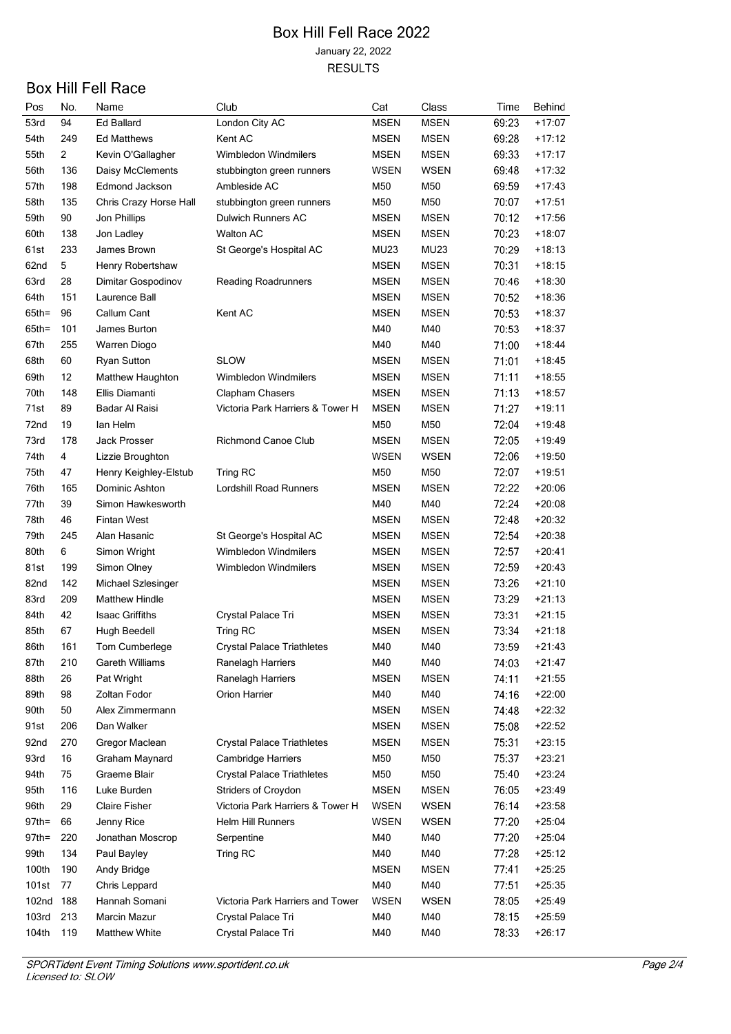# Box Hill Fell Race 2022

January 22, 2022

RESULTS

## Box Hill Fell Race

| Pos | No. | Name | Club | Cat | Class | Time | Behind |
|---|---|---|---|---|---|---|---|
| 53rd | 94 | Ed Ballard | London City AC | MSEN | MSEN | 69:23 | +17:07 |
| 54th | 249 | Ed Matthews | Kent AC | MSEN | MSEN | 69:28 | +17:12 |
| 55th | 2 | Kevin O'Gallagher | Wimbledon Windmilers | MSEN | MSEN | 69:33 | +17:17 |
| 56th | 136 | Daisy McClements | stubbington green runners | WSEN | WSEN | 69:48 | +17:32 |
| 57th | 198 | Edmond Jackson | Ambleside AC | M50 | M50 | 69:59 | +17:43 |
| 58th | 135 | Chris Crazy Horse Hall | stubbington green runners | M50 | M50 | 70:07 | +17:51 |
| 59th | 90 | Jon Phillips | Dulwich Runners AC | MSEN | MSEN | 70:12 | +17:56 |
| 60th | 138 | Jon Ladley | Walton AC | MSEN | MSEN | 70:23 | +18:07 |
| 61st | 233 | James Brown | St George's Hospital AC | MU23 | MU23 | 70:29 | +18:13 |
| 62nd | 5 | Henry Robertshaw | | MSEN | MSEN | 70:31 | +18:15 |
| 63rd | 28 | Dimitar Gospodinov | Reading Roadrunners | MSEN | MSEN | 70:46 | +18:30 |
| 64th | 151 | Laurence Ball | | MSEN | MSEN | 70:52 | +18:36 |
| 65th= | 96 | Callum Cant | Kent AC | MSEN | MSEN | 70:53 | +18:37 |
| 65th= | 101 | James Burton | | M40 | M40 | 70:53 | +18:37 |
| 67th | 255 | Warren Diogo | | M40 | M40 | 71:00 | +18:44 |
| 68th | 60 | Ryan Sutton | SLOW | MSEN | MSEN | 71:01 | +18:45 |
| 69th | 12 | Matthew Haughton | Wimbledon Windmilers | MSEN | MSEN | 71:11 | +18:55 |
| 70th | 148 | Ellis Diamanti | Clapham Chasers | MSEN | MSEN | 71:13 | +18:57 |
| 71st | 89 | Badar Al Raisi | Victoria Park Harriers & Tower H | MSEN | MSEN | 71:27 | +19:11 |
| 72nd | 19 | Ian Helm | | M50 | M50 | 72:04 | +19:48 |
| 73rd | 178 | Jack Prosser | Richmond Canoe Club | MSEN | MSEN | 72:05 | +19:49 |
| 74th | 4 | Lizzie Broughton | | WSEN | WSEN | 72:06 | +19:50 |
| 75th | 47 | Henry Keighley-Elstub | Tring RC | M50 | M50 | 72:07 | +19:51 |
| 76th | 165 | Dominic Ashton | Lordshill Road Runners | MSEN | MSEN | 72:22 | +20:06 |
| 77th | 39 | Simon Hawkesworth | | M40 | M40 | 72:24 | +20:08 |
| 78th | 46 | Fintan West | | MSEN | MSEN | 72:48 | +20:32 |
| 79th | 245 | Alan Hasanic | St George's Hospital AC | MSEN | MSEN | 72:54 | +20:38 |
| 80th | 6 | Simon Wright | Wimbledon Windmilers | MSEN | MSEN | 72:57 | +20:41 |
| 81st | 199 | Simon Olney | Wimbledon Windmilers | MSEN | MSEN | 72:59 | +20:43 |
| 82nd | 142 | Michael Szlesinger | | MSEN | MSEN | 73:26 | +21:10 |
| 83rd | 209 | Matthew Hindle | | MSEN | MSEN | 73:29 | +21:13 |
| 84th | 42 | Isaac Griffiths | Crystal Palace Tri | MSEN | MSEN | 73:31 | +21:15 |
| 85th | 67 | Hugh Beedell | Tring RC | MSEN | MSEN | 73:34 | +21:18 |
| 86th | 161 | Tom Cumberlege | Crystal Palace Triathletes | M40 | M40 | 73:59 | +21:43 |
| 87th | 210 | Gareth Williams | Ranelagh Harriers | M40 | M40 | 74:03 | +21:47 |
| 88th | 26 | Pat Wright | Ranelagh Harriers | MSEN | MSEN | 74:11 | +21:55 |
| 89th | 98 | Zoltan Fodor | Orion Harrier | M40 | M40 | 74:16 | +22:00 |
| 90th | 50 | Alex Zimmermann | | MSEN | MSEN | 74:48 | +22:32 |
| 91st | 206 | Dan Walker | | MSEN | MSEN | 75:08 | +22:52 |
| 92nd | 270 | Gregor Maclean | Crystal Palace Triathletes | MSEN | MSEN | 75:31 | +23:15 |
| 93rd | 16 | Graham Maynard | Cambridge Harriers | M50 | M50 | 75:37 | +23:21 |
| 94th | 75 | Graeme Blair | Crystal Palace Triathletes | M50 | M50 | 75:40 | +23:24 |
| 95th | 116 | Luke Burden | Striders of Croydon | MSEN | MSEN | 76:05 | +23:49 |
| 96th | 29 | Claire Fisher | Victoria Park Harriers & Tower H | WSEN | WSEN | 76:14 | +23:58 |
| 97th= | 66 | Jenny Rice | Helm Hill Runners | WSEN | WSEN | 77:20 | +25:04 |
| 97th= | 220 | Jonathan Moscrop | Serpentine | M40 | M40 | 77:20 | +25:04 |
| 99th | 134 | Paul Bayley | Tring RC | M40 | M40 | 77:28 | +25:12 |
| 100th | 190 | Andy Bridge | | MSEN | MSEN | 77:41 | +25:25 |
| 101st | 77 | Chris Leppard | | M40 | M40 | 77:51 | +25:35 |
| 102nd | 188 | Hannah Somani | Victoria Park Harriers and Tower | WSEN | WSEN | 78:05 | +25:49 |
| 103rd | 213 | Marcin Mazur | Crystal Palace Tri | M40 | M40 | 78:15 | +25:59 |
| 104th | 119 | Matthew White | Crystal Palace Tri | M40 | M40 | 78:33 | +26:17 |

*SPORTident Event Timing Solutions www.sportident.co.uk*
*Licensed to: SLOW*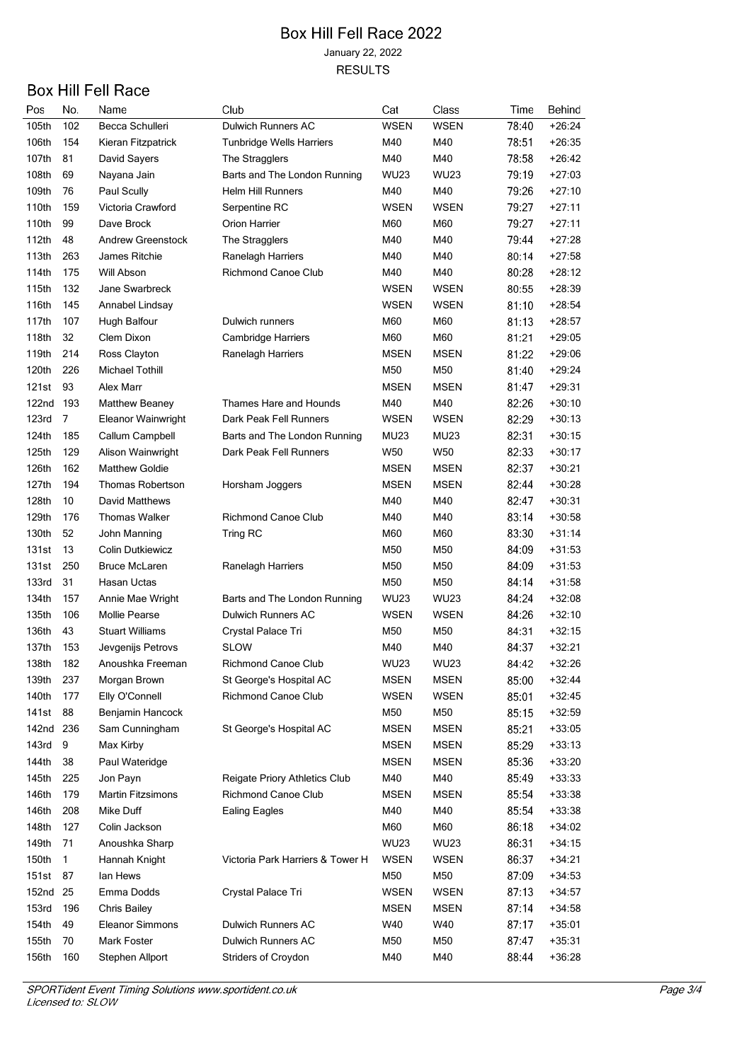# Box Hill Fell Race 2022

January 22, 2022

RESULTS

## Box Hill Fell Race

| Pos | No. | Name | Club | Cat | Class | Time | Behind |
|---|---|---|---|---|---|---|---|
| 105th | 102 | Becca Schulleri | Dulwich Runners AC | WSEN | WSEN | 78:40 | +26:24 |
| 106th | 154 | Kieran Fitzpatrick | Tunbridge Wells Harriers | M40 | M40 | 78:51 | +26:35 |
| 107th | 81 | David Sayers | The Stragglers | M40 | M40 | 78:58 | +26:42 |
| 108th | 69 | Nayana Jain | Barts and The London Running | WU23 | WU23 | 79:19 | +27:03 |
| 109th | 76 | Paul Scully | Helm Hill Runners | M40 | M40 | 79:26 | +27:10 |
| 110th | 159 | Victoria Crawford | Serpentine RC | WSEN | WSEN | 79:27 | +27:11 |
| 110th | 99 | Dave Brock | Orion Harrier | M60 | M60 | 79:27 | +27:11 |
| 112th | 48 | Andrew Greenstock | The Stragglers | M40 | M40 | 79:44 | +27:28 |
| 113th | 263 | James Ritchie | Ranelagh Harriers | M40 | M40 | 80:14 | +27:58 |
| 114th | 175 | Will Abson | Richmond Canoe Club | M40 | M40 | 80:28 | +28:12 |
| 115th | 132 | Jane Swarbreck | | WSEN | WSEN | 80:55 | +28:39 |
| 116th | 145 | Annabel Lindsay | | WSEN | WSEN | 81:10 | +28:54 |
| 117th | 107 | Hugh Balfour | Dulwich runners | M60 | M60 | 81:13 | +28:57 |
| 118th | 32 | Clem Dixon | Cambridge Harriers | M60 | M60 | 81:21 | +29:05 |
| 119th | 214 | Ross Clayton | Ranelagh Harriers | MSEN | MSEN | 81:22 | +29:06 |
| 120th | 226 | Michael Tothill | | M50 | M50 | 81:40 | +29:24 |
| 121st | 93 | Alex Marr | | MSEN | MSEN | 81:47 | +29:31 |
| 122nd | 193 | Matthew Beaney | Thames Hare and Hounds | M40 | M40 | 82:26 | +30:10 |
| 123rd | 7 | Eleanor Wainwright | Dark Peak Fell Runners | WSEN | WSEN | 82:29 | +30:13 |
| 124th | 185 | Callum Campbell | Barts and The London Running | MU23 | MU23 | 82:31 | +30:15 |
| 125th | 129 | Alison Wainwright | Dark Peak Fell Runners | W50 | W50 | 82:33 | +30:17 |
| 126th | 162 | Matthew Goldie | | MSEN | MSEN | 82:37 | +30:21 |
| 127th | 194 | Thomas Robertson | Horsham Joggers | MSEN | MSEN | 82:44 | +30:28 |
| 128th | 10 | David Matthews | | M40 | M40 | 82:47 | +30:31 |
| 129th | 176 | Thomas Walker | Richmond Canoe Club | M40 | M40 | 83:14 | +30:58 |
| 130th | 52 | John Manning | Tring RC | M60 | M60 | 83:30 | +31:14 |
| 131st | 13 | Colin Dutkiewicz | | M50 | M50 | 84:09 | +31:53 |
| 131st | 250 | Bruce McLaren | Ranelagh Harriers | M50 | M50 | 84:09 | +31:53 |
| 133rd | 31 | Hasan Uctas | | M50 | M50 | 84:14 | +31:58 |
| 134th | 157 | Annie Mae Wright | Barts and The London Running | WU23 | WU23 | 84:24 | +32:08 |
| 135th | 106 | Mollie Pearse | Dulwich Runners AC | WSEN | WSEN | 84:26 | +32:10 |
| 136th | 43 | Stuart Williams | Crystal Palace Tri | M50 | M50 | 84:31 | +32:15 |
| 137th | 153 | Jevgenijs Petrovs | SLOW | M40 | M40 | 84:37 | +32:21 |
| 138th | 182 | Anoushka Freeman | Richmond Canoe Club | WU23 | WU23 | 84:42 | +32:26 |
| 139th | 237 | Morgan Brown | St George's Hospital AC | MSEN | MSEN | 85:00 | +32:44 |
| 140th | 177 | Elly O'Connell | Richmond Canoe Club | WSEN | WSEN | 85:01 | +32:45 |
| 141st | 88 | Benjamin Hancock | | M50 | M50 | 85:15 | +32:59 |
| 142nd | 236 | Sam Cunningham | St George's Hospital AC | MSEN | MSEN | 85:21 | +33:05 |
| 143rd | 9 | Max Kirby | | MSEN | MSEN | 85:29 | +33:13 |
| 144th | 38 | Paul Wateridge | | MSEN | MSEN | 85:36 | +33:20 |
| 145th | 225 | Jon Payn | Reigate Priory Athletics Club | M40 | M40 | 85:49 | +33:33 |
| 146th | 179 | Martin Fitzsimons | Richmond Canoe Club | MSEN | MSEN | 85:54 | +33:38 |
| 146th | 208 | Mike Duff | Ealing Eagles | M40 | M40 | 85:54 | +33:38 |
| 148th | 127 | Colin Jackson | | M60 | M60 | 86:18 | +34:02 |
| 149th | 71 | Anoushka Sharp | | WU23 | WU23 | 86:31 | +34:15 |
| 150th | 1 | Hannah Knight | Victoria Park Harriers & Tower H | WSEN | WSEN | 86:37 | +34:21 |
| 151st | 87 | Ian Hews | | M50 | M50 | 87:09 | +34:53 |
| 152nd | 25 | Emma Dodds | Crystal Palace Tri | WSEN | WSEN | 87:13 | +34:57 |
| 153rd | 196 | Chris Bailey | | MSEN | MSEN | 87:14 | +34:58 |
| 154th | 49 | Eleanor Simmons | Dulwich Runners AC | W40 | W40 | 87:17 | +35:01 |
| 155th | 70 | Mark Foster | Dulwich Runners AC | M50 | M50 | 87:47 | +35:31 |
| 156th | 160 | Stephen Allport | Striders of Croydon | M40 | M40 | 88:44 | +36:28 |

*SPORTident Event Timing Solutions www.sportident.co.uk*
*Licensed to: SLOW*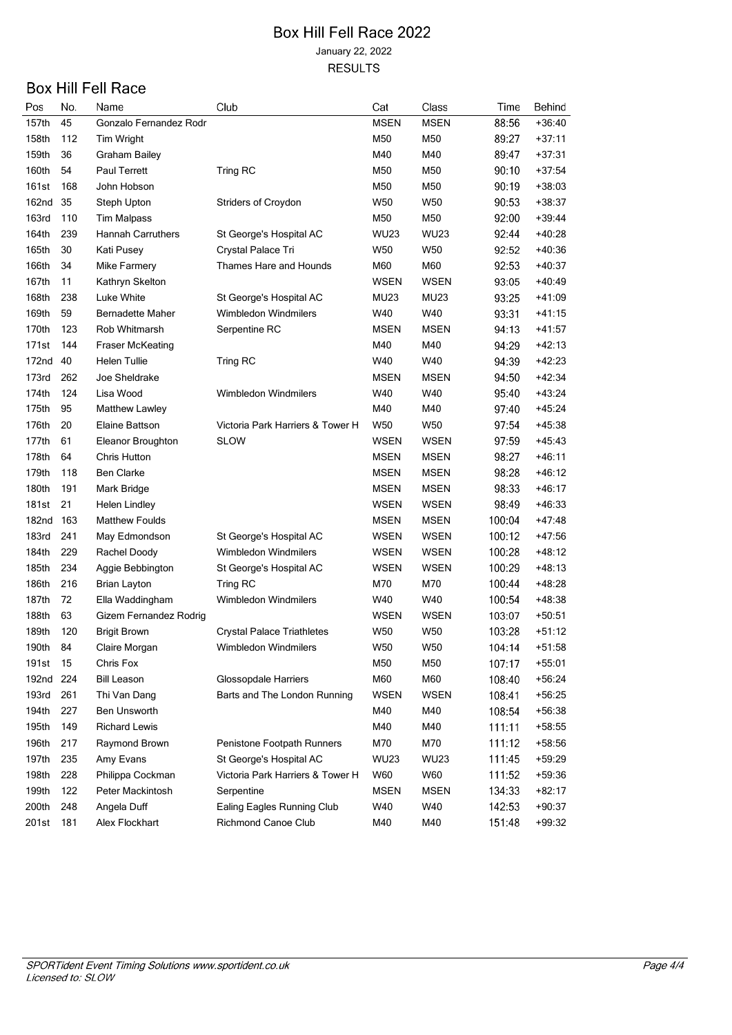# Box Hill Fell Race 2022

January 22, 2022

RESULTS

## Box Hill Fell Race

| Pos | No. | Name | Club | Cat | Class | Time | Behind |
|---|---|---|---|---|---|---|---|
| 157th | 45 | Gonzalo Fernandez Rodr | | MSEN | MSEN | 88:56 | +36:40 |
| 158th | 112 | Tim Wright | | M50 | M50 | 89:27 | +37:11 |
| 159th | 36 | Graham Bailey | | M40 | M40 | 89:47 | +37:31 |
| 160th | 54 | Paul Terrett | Tring RC | M50 | M50 | 90:10 | +37:54 |
| 161st | 168 | John Hobson | | M50 | M50 | 90:19 | +38:03 |
| 162nd | 35 | Steph Upton | Striders of Croydon | W50 | W50 | 90:53 | +38:37 |
| 163rd | 110 | Tim Malpass | | M50 | M50 | 92:00 | +39:44 |
| 164th | 239 | Hannah Carruthers | St George's Hospital AC | WU23 | WU23 | 92:44 | +40:28 |
| 165th | 30 | Kati Pusey | Crystal Palace Tri | W50 | W50 | 92:52 | +40:36 |
| 166th | 34 | Mike Farmery | Thames Hare and Hounds | M60 | M60 | 92:53 | +40:37 |
| 167th | 11 | Kathryn Skelton | | WSEN | WSEN | 93:05 | +40:49 |
| 168th | 238 | Luke White | St George's Hospital AC | MU23 | MU23 | 93:25 | +41:09 |
| 169th | 59 | Bernadette Maher | Wimbledon Windmilers | W40 | W40 | 93:31 | +41:15 |
| 170th | 123 | Rob Whitmarsh | Serpentine RC | MSEN | MSEN | 94:13 | +41:57 |
| 171st | 144 | Fraser McKeating | | M40 | M40 | 94:29 | +42:13 |
| 172nd | 40 | Helen Tullie | Tring RC | W40 | W40 | 94:39 | +42:23 |
| 173rd | 262 | Joe Sheldrake | | MSEN | MSEN | 94:50 | +42:34 |
| 174th | 124 | Lisa Wood | Wimbledon Windmilers | W40 | W40 | 95:40 | +43:24 |
| 175th | 95 | Matthew Lawley | | M40 | M40 | 97:40 | +45:24 |
| 176th | 20 | Elaine Battson | Victoria Park Harriers & Tower H | W50 | W50 | 97:54 | +45:38 |
| 177th | 61 | Eleanor Broughton | SLOW | WSEN | WSEN | 97:59 | +45:43 |
| 178th | 64 | Chris Hutton | | MSEN | MSEN | 98:27 | +46:11 |
| 179th | 118 | Ben Clarke | | MSEN | MSEN | 98:28 | +46:12 |
| 180th | 191 | Mark Bridge | | MSEN | MSEN | 98:33 | +46:17 |
| 181st | 21 | Helen Lindley | | WSEN | WSEN | 98:49 | +46:33 |
| 182nd | 163 | Matthew Foulds | | MSEN | MSEN | 100:04 | +47:48 |
| 183rd | 241 | May Edmondson | St George's Hospital AC | WSEN | WSEN | 100:12 | +47:56 |
| 184th | 229 | Rachel Doody | Wimbledon Windmilers | WSEN | WSEN | 100:28 | +48:12 |
| 185th | 234 | Aggie Bebbington | St George's Hospital AC | WSEN | WSEN | 100:29 | +48:13 |
| 186th | 216 | Brian Layton | Tring RC | M70 | M70 | 100:44 | +48:28 |
| 187th | 72 | Ella Waddingham | Wimbledon Windmilers | W40 | W40 | 100:54 | +48:38 |
| 188th | 63 | Gizem Fernandez Rodrig | | WSEN | WSEN | 103:07 | +50:51 |
| 189th | 120 | Brigit Brown | Crystal Palace Triathletes | W50 | W50 | 103:28 | +51:12 |
| 190th | 84 | Claire Morgan | Wimbledon Windmilers | W50 | W50 | 104:14 | +51:58 |
| 191st | 15 | Chris Fox | | M50 | M50 | 107:17 | +55:01 |
| 192nd | 224 | Bill Leason | Glossopdale Harriers | M60 | M60 | 108:40 | +56:24 |
| 193rd | 261 | Thi Van Dang | Barts and The London Running | WSEN | WSEN | 108:41 | +56:25 |
| 194th | 227 | Ben Unsworth | | M40 | M40 | 108:54 | +56:38 |
| 195th | 149 | Richard Lewis | | M40 | M40 | 111:11 | +58:55 |
| 196th | 217 | Raymond Brown | Penistone Footpath Runners | M70 | M70 | 111:12 | +58:56 |
| 197th | 235 | Amy Evans | St George's Hospital AC | WU23 | WU23 | 111:45 | +59:29 |
| 198th | 228 | Philippa Cockman | Victoria Park Harriers & Tower H | W60 | W60 | 111:52 | +59:36 |
| 199th | 122 | Peter Mackintosh | Serpentine | MSEN | MSEN | 134:33 | +82:17 |
| 200th | 248 | Angela Duff | Ealing Eagles Running Club | W40 | W40 | 142:53 | +90:37 |
| 201st | 181 | Alex Flockhart | Richmond Canoe Club | M40 | M40 | 151:48 | +99:32 |

*SPORTident Event Timing Solutions www.sportident.co.uk*
*Licensed to: SLOW*